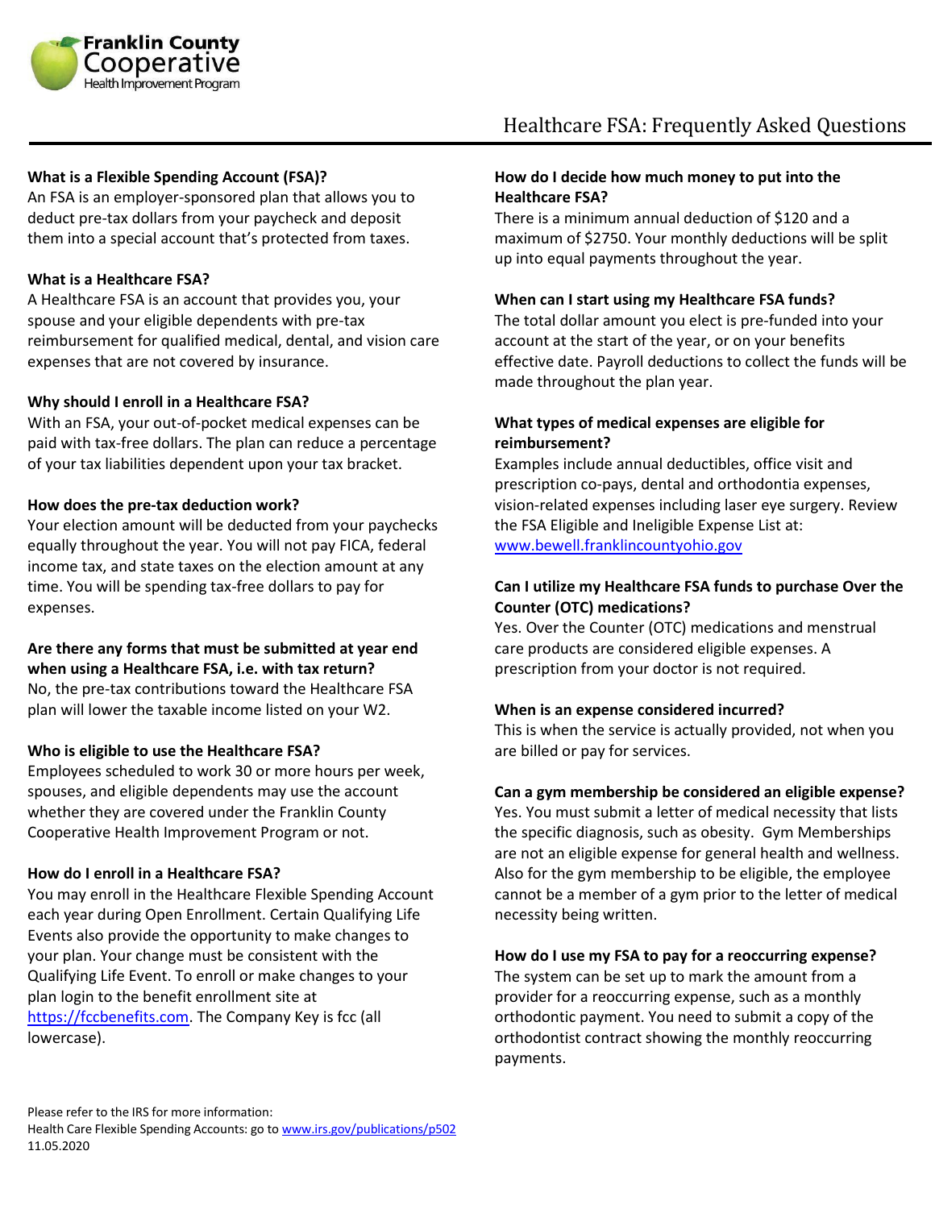Franklin County Cooperative Health Improvement Program

# Healthcare FSA: Frequently Asked Questions

**What is a Flexible Spending Account (FSA)?**
An FSA is an employer-sponsored plan that allows you to deduct pre-tax dollars from your paycheck and deposit them into a special account that's protected from taxes.

**What is a Healthcare FSA?**
A Healthcare FSA is an account that provides you, your spouse and your eligible dependents with pre-tax reimbursement for qualified medical, dental, and vision care expenses that are not covered by insurance.

**Why should I enroll in a Healthcare FSA?**
With an FSA, your out-of-pocket medical expenses can be paid with tax-free dollars. The plan can reduce a percentage of your tax liabilities dependent upon your tax bracket.

**How does the pre-tax deduction work?**
Your election amount will be deducted from your paychecks equally throughout the year. You will not pay FICA, federal income tax, and state taxes on the election amount at any time. You will be spending tax-free dollars to pay for expenses.

**Are there any forms that must be submitted at year end when using a Healthcare FSA, i.e. with tax return?**
No, the pre-tax contributions toward the Healthcare FSA plan will lower the taxable income listed on your W2.

**Who is eligible to use the Healthcare FSA?**
Employees scheduled to work 30 or more hours per week, spouses, and eligible dependents may use the account whether they are covered under the Franklin County Cooperative Health Improvement Program or not.

**How do I enroll in a Healthcare FSA?**
You may enroll in the Healthcare Flexible Spending Account each year during Open Enrollment. Certain Qualifying Life Events also provide the opportunity to make changes to your plan. Your change must be consistent with the Qualifying Life Event. To enroll or make changes to your plan login to the benefit enrollment site at https://fccbenefits.com. The Company Key is fcc (all lowercase).

**How do I decide how much money to put into the Healthcare FSA?**
There is a minimum annual deduction of $120 and a maximum of $2750. Your monthly deductions will be split up into equal payments throughout the year.

**When can I start using my Healthcare FSA funds?**
The total dollar amount you elect is pre-funded into your account at the start of the year, or on your benefits effective date. Payroll deductions to collect the funds will be made throughout the plan year.

**What types of medical expenses are eligible for reimbursement?**
Examples include annual deductibles, office visit and prescription co-pays, dental and orthodontia expenses, vision-related expenses including laser eye surgery. Review the FSA Eligible and Ineligible Expense List at: www.bewell.franklincountyohio.gov

**Can I utilize my Healthcare FSA funds to purchase Over the Counter (OTC) medications?**
Yes. Over the Counter (OTC) medications and menstrual care products are considered eligible expenses. A prescription from your doctor is not required.

**When is an expense considered incurred?**
This is when the service is actually provided, not when you are billed or pay for services.

**Can a gym membership be considered an eligible expense?**
Yes. You must submit a letter of medical necessity that lists the specific diagnosis, such as obesity. Gym Memberships are not an eligible expense for general health and wellness. Also for the gym membership to be eligible, the employee cannot be a member of a gym prior to the letter of medical necessity being written.

**How do I use my FSA to pay for a reoccurring expense?**
The system can be set up to mark the amount from a provider for a reoccurring expense, such as a monthly orthodontic payment. You need to submit a copy of the orthodontist contract showing the monthly reoccurring payments.

Please refer to the IRS for more information:
Health Care Flexible Spending Accounts: go to www.irs.gov/publications/p502
11.05.2020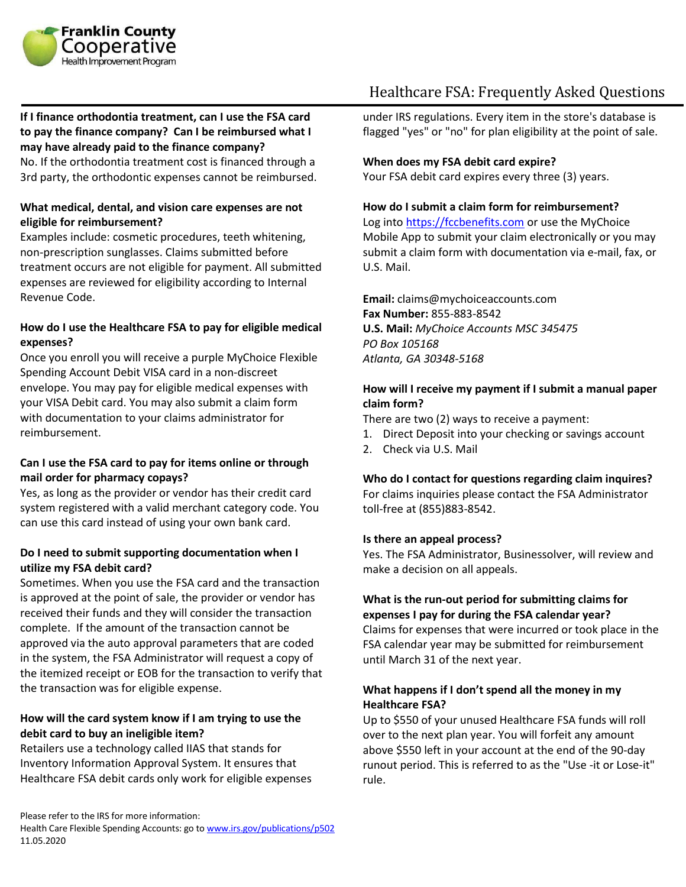Franklin County Cooperative Health Improvement Program

# Healthcare FSA: Frequently Asked Questions

**If I finance orthodontia treatment, can I use the FSA card to pay the finance company? Can I be reimbursed what I may have already paid to the finance company?**
No. If the orthodontia treatment cost is financed through a 3rd party, the orthodontic expenses cannot be reimbursed.

**What medical, dental, and vision care expenses are not eligible for reimbursement?**
Examples include: cosmetic procedures, teeth whitening, non-prescription sunglasses. Claims submitted before treatment occurs are not eligible for payment. All submitted expenses are reviewed for eligibility according to Internal Revenue Code.

**How do I use the Healthcare FSA to pay for eligible medical expenses?**
Once you enroll you will receive a purple MyChoice Flexible Spending Account Debit VISA card in a non-discreet envelope. You may pay for eligible medical expenses with your VISA Debit card. You may also submit a claim form with documentation to your claims administrator for reimbursement.

**Can I use the FSA card to pay for items online or through mail order for pharmacy copays?**
Yes, as long as the provider or vendor has their credit card system registered with a valid merchant category code. You can use this card instead of using your own bank card.

**Do I need to submit supporting documentation when I utilize my FSA debit card?**
Sometimes. When you use the FSA card and the transaction is approved at the point of sale, the provider or vendor has received their funds and they will consider the transaction complete. If the amount of the transaction cannot be approved via the auto approval parameters that are coded in the system, the FSA Administrator will request a copy of the itemized receipt or EOB for the transaction to verify that the transaction was for eligible expense.

**How will the card system know if I am trying to use the debit card to buy an ineligible item?**
Retailers use a technology called IIAS that stands for Inventory Information Approval System. It ensures that Healthcare FSA debit cards only work for eligible expenses under IRS regulations. Every item in the store's database is flagged "yes" or "no" for plan eligibility at the point of sale.

**When does my FSA debit card expire?**
Your FSA debit card expires every three (3) years.

**How do I submit a claim form for reimbursement?**
Log into https://fccbenefits.com or use the MyChoice Mobile App to submit your claim electronically or you may submit a claim form with documentation via e-mail, fax, or U.S. Mail.

**Email:** claims@mychoiceaccounts.com
**Fax Number:** 855-883-8542
**U.S. Mail:** *MyChoice Accounts MSC 345475*
*PO Box 105168*
*Atlanta, GA 30348-5168*

**How will I receive my payment if I submit a manual paper claim form?**
There are two (2) ways to receive a payment:

1. Direct Deposit into your checking or savings account
2. Check via U.S. Mail

**Who do I contact for questions regarding claim inquires?**
For claims inquiries please contact the FSA Administrator toll-free at (855)883-8542.

**Is there an appeal process?**
Yes. The FSA Administrator, Businessolver, will review and make a decision on all appeals.

**What is the run-out period for submitting claims for expenses I pay for during the FSA calendar year?**
Claims for expenses that were incurred or took place in the FSA calendar year may be submitted for reimbursement until March 31 of the next year.

**What happens if I don't spend all the money in my Healthcare FSA?**
Up to $550 of your unused Healthcare FSA funds will roll over to the next plan year. You will forfeit any amount above $550 left in your account at the end of the 90-day runout period. This is referred to as the "Use -it or Lose-it" rule.

Please refer to the IRS for more information:
Health Care Flexible Spending Accounts: go to www.irs.gov/publications/p502
11.05.2020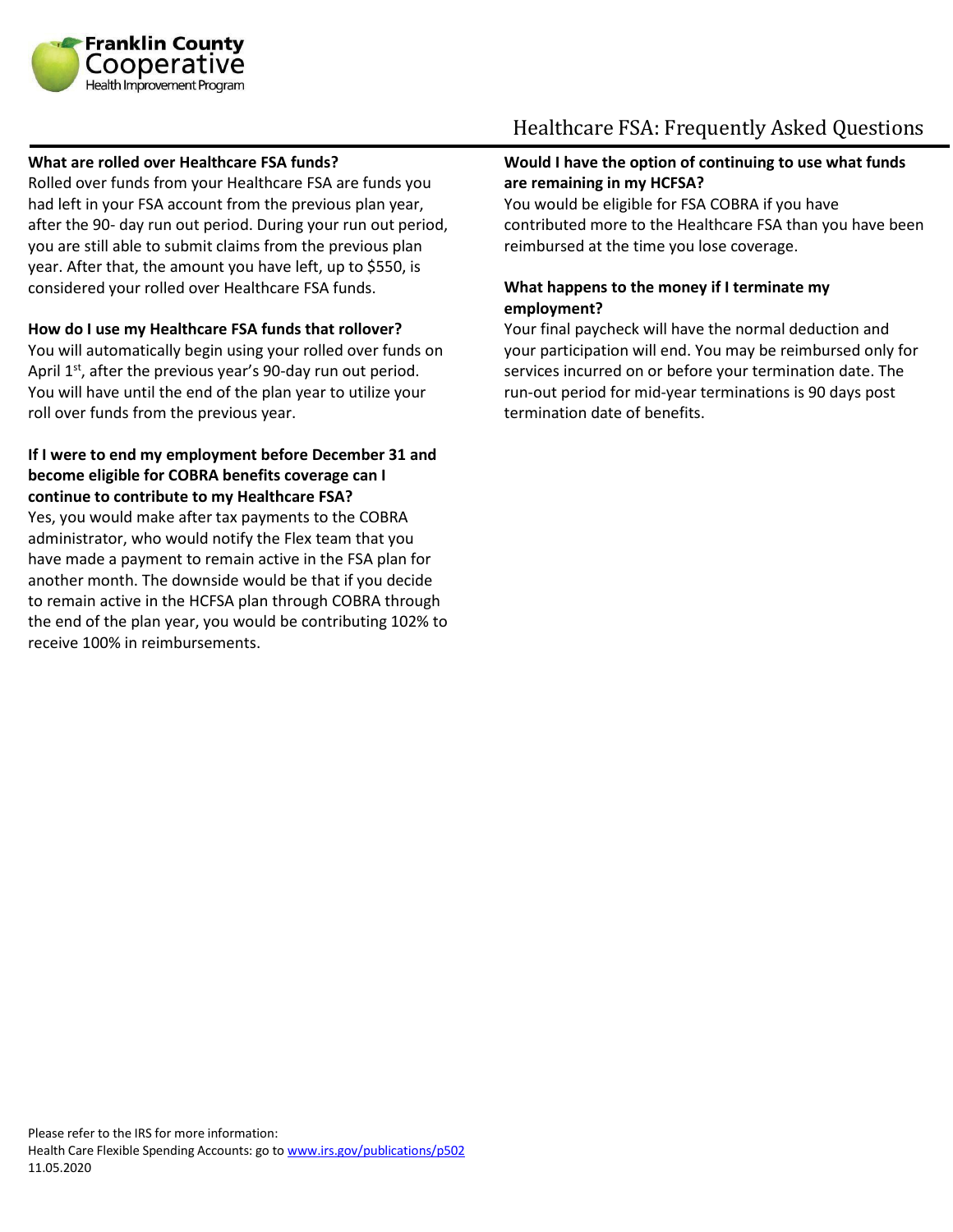## Healthcare FSA: Frequently Asked Questions

**What are rolled over Healthcare FSA funds?**
Rolled over funds from your Healthcare FSA are funds you had left in your FSA account from the previous plan year, after the 90- day run out period. During your run out period, you are still able to submit claims from the previous plan year. After that, the amount you have left, up to $550, is considered your rolled over Healthcare FSA funds.

**How do I use my Healthcare FSA funds that rollover?**
You will automatically begin using your rolled over funds on April 1st, after the previous year's 90-day run out period. You will have until the end of the plan year to utilize your roll over funds from the previous year.

**If I were to end my employment before December 31 and become eligible for COBRA benefits coverage can I continue to contribute to my Healthcare FSA?**
Yes, you would make after tax payments to the COBRA administrator, who would notify the Flex team that you have made a payment to remain active in the FSA plan for another month. The downside would be that if you decide to remain active in the HCFSA plan through COBRA through the end of the plan year, you would be contributing 102% to receive 100% in reimbursements.

**Would I have the option of continuing to use what funds are remaining in my HCFSA?**
You would be eligible for FSA COBRA if you have contributed more to the Healthcare FSA than you have been reimbursed at the time you lose coverage.

**What happens to the money if I terminate my employment?**
Your final paycheck will have the normal deduction and your participation will end. You may be reimbursed only for services incurred on or before your termination date. The run-out period for mid-year terminations is 90 days post termination date of benefits.

Please refer to the IRS for more information:
Health Care Flexible Spending Accounts: go to [www.irs.gov/publications/p502](www.irs.gov/publications/p502)
11.05.2020